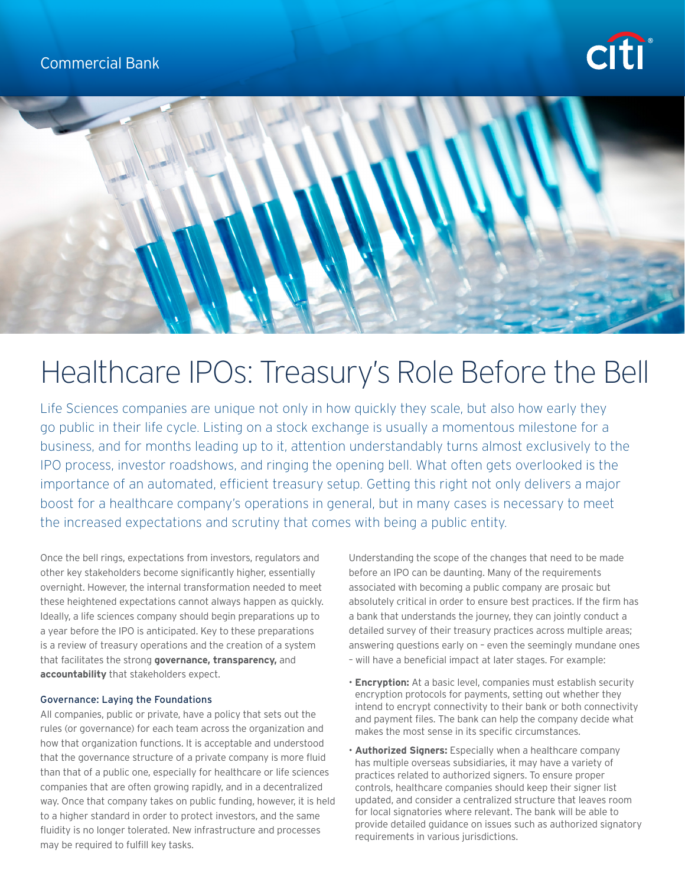Commercial Bank

# Healthcare IPOs: Treasury's Role Before the Bell

Life Sciences companies are unique not only in how quickly they scale, but also how early they go public in their life cycle. Listing on a stock exchange is usually a momentous milestone for a business, and for months leading up to it, attention understandably turns almost exclusively to the IPO process, investor roadshows, and ringing the opening bell. What often gets overlooked is the importance of an automated, efficient treasury setup. Getting this right not only delivers a major boost for a healthcare company's operations in general, but in many cases is necessary to meet the increased expectations and scrutiny that comes with being a public entity.

Once the bell rings, expectations from investors, regulators and other key stakeholders become significantly higher, essentially overnight. However, the internal transformation needed to meet these heightened expectations cannot always happen as quickly. Ideally, a life sciences company should begin preparations up to a year before the IPO is anticipated. Key to these preparations is a review of treasury operations and the creation of a system that facilitates the strong **governance, transparency,** and **accountability** that stakeholders expect.

## Governance: Laying the Foundations

All companies, public or private, have a policy that sets out the rules (or governance) for each team across the organization and how that organization functions. It is acceptable and understood that the governance structure of a private company is more fluid than that of a public one, especially for healthcare or life sciences companies that are often growing rapidly, and in a decentralized way. Once that company takes on public funding, however, it is held to a higher standard in order to protect investors, and the same fluidity is no longer tolerated. New infrastructure and processes may be required to fulfill key tasks.

Understanding the scope of the changes that need to be made before an IPO can be daunting. Many of the requirements associated with becoming a public company are prosaic but absolutely critical in order to ensure best practices. If the firm has a bank that understands the journey, they can jointly conduct a detailed survey of their treasury practices across multiple areas; answering questions early on – even the seemingly mundane ones – will have a beneficial impact at later stages. For example:

- **Encryption:** At a basic level, companies must establish security encryption protocols for payments, setting out whether they intend to encrypt connectivity to their bank or both connectivity and payment files. The bank can help the company decide what makes the most sense in its specific circumstances.
- **Authorized Signers:** Especially when a healthcare company has multiple overseas subsidiaries, it may have a variety of practices related to authorized signers. To ensure proper controls, healthcare companies should keep their signer list updated, and consider a centralized structure that leaves room for local signatories where relevant. The bank will be able to provide detailed guidance on issues such as authorized signatory requirements in various jurisdictions.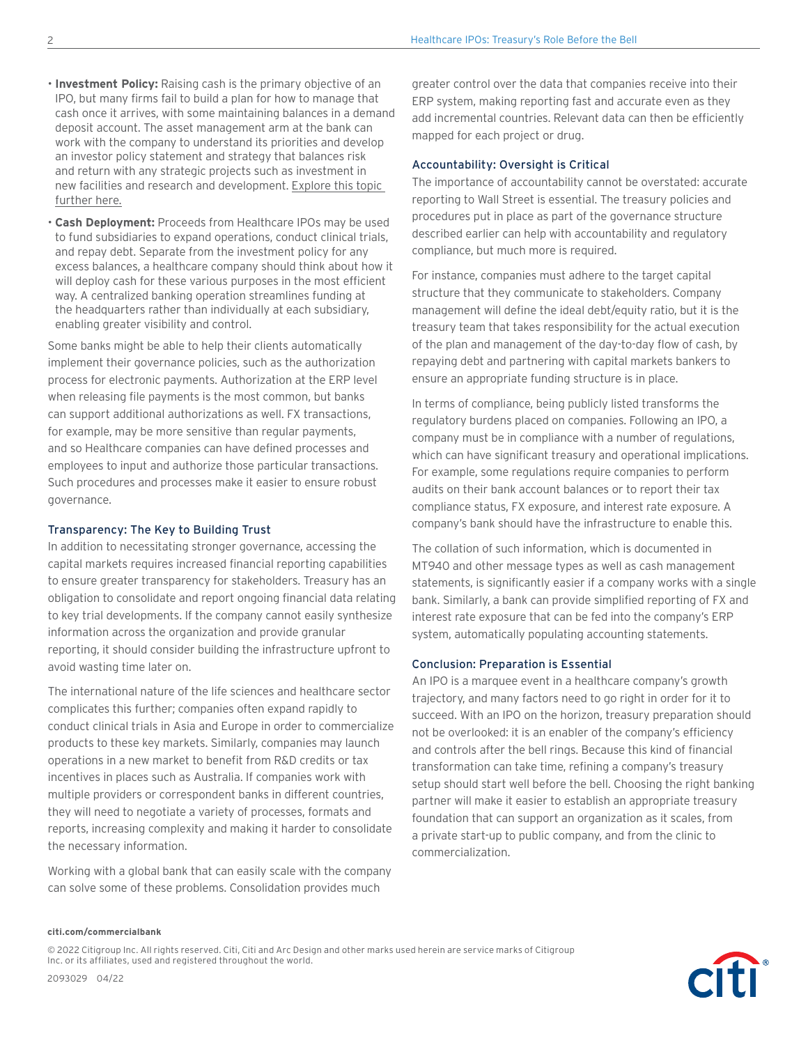- **Investment Policy:** Raising cash is the primary objective of an IPO, but many firms fail to build a plan for how to manage that cash once it arrives, with some maintaining balances in a demand deposit account. The asset management arm at the bank can work with the company to understand its priorities and develop an investor policy statement and strategy that balances risk and return with any strategic projects such as investment in new facilities and research and development. Explore this topic further here.
- **Cash Deployment:** Proceeds from Healthcare IPOs may be used to fund subsidiaries to expand operations, conduct clinical trials, and repay debt. Separate from the investment policy for any excess balances, a healthcare company should think about how it will deploy cash for these various purposes in the most efficient way. A centralized banking operation streamlines funding at the headquarters rather than individually at each subsidiary, enabling greater visibility and control.

Some banks might be able to help their clients automatically implement their governance policies, such as the authorization process for electronic payments. Authorization at the ERP level when releasing file payments is the most common, but banks can support additional authorizations as well. FX transactions, for example, may be more sensitive than regular payments, and so Healthcare companies can have defined processes and employees to input and authorize those particular transactions. Such procedures and processes make it easier to ensure robust governance.

### Transparency: The Key to Building Trust

In addition to necessitating stronger governance, accessing the capital markets requires increased financial reporting capabilities to ensure greater transparency for stakeholders. Treasury has an obligation to consolidate and report ongoing financial data relating to key trial developments. If the company cannot easily synthesize information across the organization and provide granular reporting, it should consider building the infrastructure upfront to avoid wasting time later on.

The international nature of the life sciences and healthcare sector complicates this further; companies often expand rapidly to conduct clinical trials in Asia and Europe in order to commercialize products to these key markets. Similarly, companies may launch operations in a new market to benefit from R&D credits or tax incentives in places such as Australia. If companies work with multiple providers or correspondent banks in different countries, they will need to negotiate a variety of processes, formats and reports, increasing complexity and making it harder to consolidate the necessary information.

Working with a global bank that can easily scale with the company can solve some of these problems. Consolidation provides much greater control over the data that companies receive into their ERP system, making reporting fast and accurate even as they add incremental countries. Relevant data can then be efficiently mapped for each project or drug.

### Accountability: Oversight is Critical

The importance of accountability cannot be overstated: accurate reporting to Wall Street is essential. The treasury policies and procedures put in place as part of the governance structure described earlier can help with accountability and regulatory compliance, but much more is required.

For instance, companies must adhere to the target capital structure that they communicate to stakeholders. Company management will define the ideal debt/equity ratio, but it is the treasury team that takes responsibility for the actual execution of the plan and management of the day-to-day flow of cash, by repaying debt and partnering with capital markets bankers to ensure an appropriate funding structure is in place.

In terms of compliance, being publicly listed transforms the regulatory burdens placed on companies. Following an IPO, a company must be in compliance with a number of regulations, which can have significant treasury and operational implications. For example, some regulations require companies to perform audits on their bank account balances or to report their tax compliance status, FX exposure, and interest rate exposure. A company's bank should have the infrastructure to enable this.

The collation of such information, which is documented in MT940 and other message types as well as cash management statements, is significantly easier if a company works with a single bank. Similarly, a bank can provide simplified reporting of FX and interest rate exposure that can be fed into the company's ERP system, automatically populating accounting statements.

### Conclusion: Preparation is Essential

An IPO is a marquee event in a healthcare company's growth trajectory, and many factors need to go right in order for it to succeed. With an IPO on the horizon, treasury preparation should not be overlooked: it is an enabler of the company's efficiency and controls after the bell rings. Because this kind of financial transformation can take time, refining a company's treasury setup should start well before the bell. Choosing the right banking partner will make it easier to establish an appropriate treasury foundation that can support an organization as it scales, from a private start-up to public company, and from the clinic to commercialization.

**citi.com/commercialbank**

© 2022 Citigroup Inc. All rights reserved. Citi, Citi and Arc Design and other marks used herein are service marks of Citigroup Inc. or its affiliates, used and registered throughout the world.

2093029 04/22